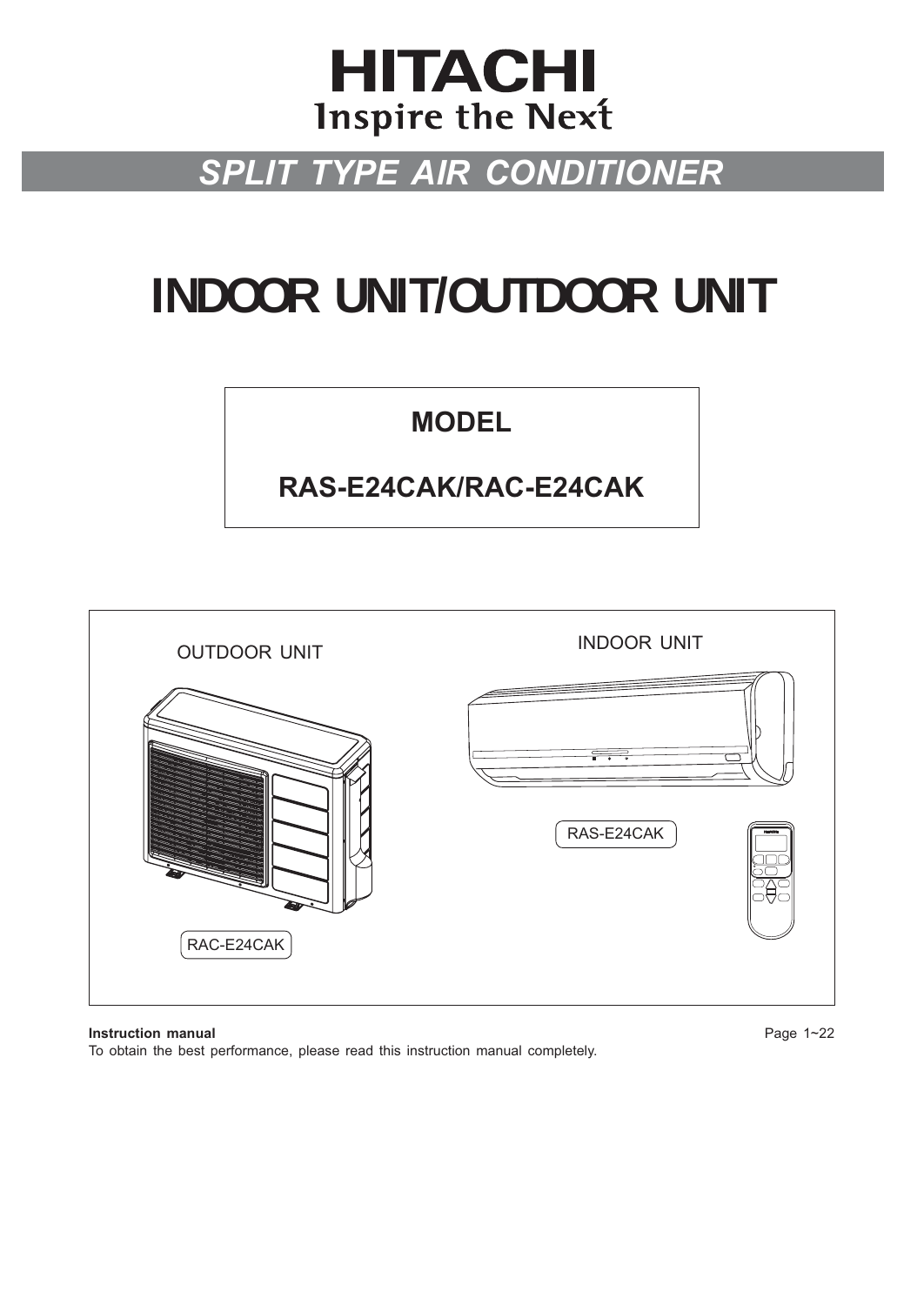# HITACHI

Inspire the Next

## SPLIT TYPE AIR CONDITIONER

# INDOOR UNIT/OUTDOOR UNIT

**MODEL**

**RAS-E24CAK/RAC-E24CAK**

OUTDOOR UNIT

INDOOR UNIT

RAS-E24CAK

RAC-E24CAK

**Instruction manual**

Page 1~22

To obtain the best performance, please read this instruction manual completely.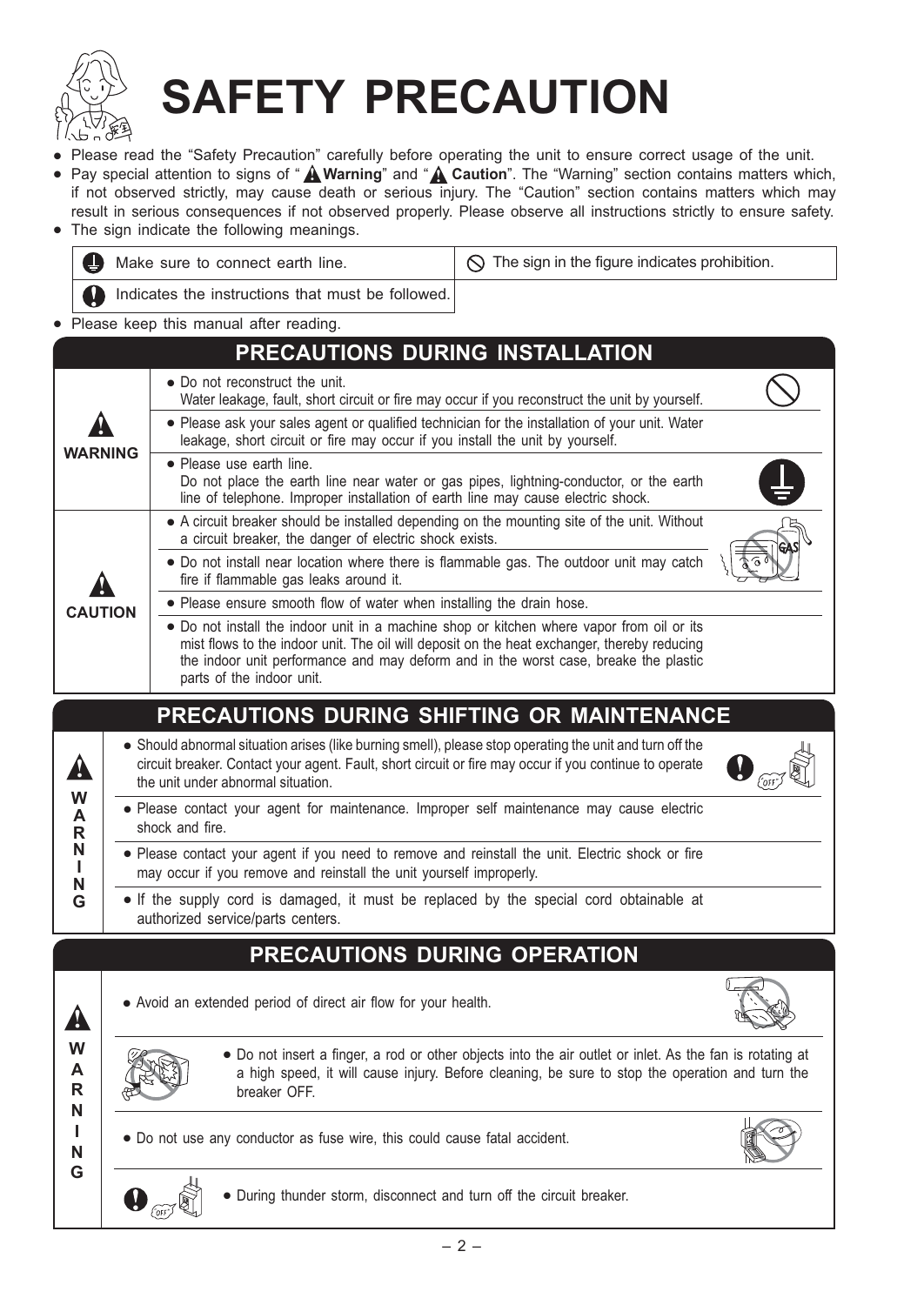# SAFETY PRECAUTION

- Please read the "Safety Precaution" carefully before operating the unit to ensure correct usage of the unit.
- Pay special attention to signs of "**Warning**" and "**Caution**". The "Warning" section contains matters which, if not observed strictly, may cause death or serious injury. The "Caution" section contains matters which may result in serious consequences if not observed properly. Please observe all instructions strictly to ensure safety.
- The sign indicate the following meanings.

| | |
|---|---|
| Make sure to connect earth line. | The sign in the figure indicates prohibition. |
| Indicates the instructions that must be followed. | |

- Please keep this manual after reading.

## PRECAUTIONS DURING INSTALLATION

| | |
|---|---|
| **WARNING** | • Do not reconstruct the unit. Water leakage, fault, short circuit or fire may occur if you reconstruct the unit by yourself. |
| | • Please ask your sales agent or qualified technician for the installation of your unit. Water leakage, short circuit or fire may occur if you install the unit by yourself. |
| | • Please use earth line. Do not place the earth line near water or gas pipes, lightning-conductor, or the earth line of telephone. Improper installation of earth line may cause electric shock. |
| **CAUTION** | • A circuit breaker should be installed depending on the mounting site of the unit. Without a circuit breaker, the danger of electric shock exists. |
| | • Do not install near location where there is flammable gas. The outdoor unit may catch fire if flammable gas leaks around it. |
| | • Please ensure smooth flow of water when installing the drain hose. |
| | • Do not install the indoor unit in a machine shop or kitchen where vapor from oil or its mist flows to the indoor unit. The oil will deposit on the heat exchanger, thereby reducing the indoor unit performance and may deform and in the worst case, breake the plastic parts of the indoor unit. |

## PRECAUTIONS DURING SHIFTING OR MAINTENANCE

**WARNING**

- Should abnormal situation arises (like burning smell), please stop operating the unit and turn off the circuit breaker. Contact your agent. Fault, short circuit or fire may occur if you continue to operate the unit under abnormal situation.
- Please contact your agent for maintenance. Improper self maintenance may cause electric shock and fire.
- Please contact your agent if you need to remove and reinstall the unit. Electric shock or fire may occur if you remove and reinstall the unit yourself improperly.
- If the supply cord is damaged, it must be replaced by the special cord obtainable at authorized service/parts centers.

## PRECAUTIONS DURING OPERATION

**WARNING**

- Avoid an extended period of direct air flow for your health.
- Do not insert a finger, a rod or other objects into the air outlet or inlet. As the fan is rotating at a high speed, it will cause injury. Before cleaning, be sure to stop the operation and turn the breaker OFF.
- Do not use any conductor as fuse wire, this could cause fatal accident.
- During thunder storm, disconnect and turn off the circuit breaker.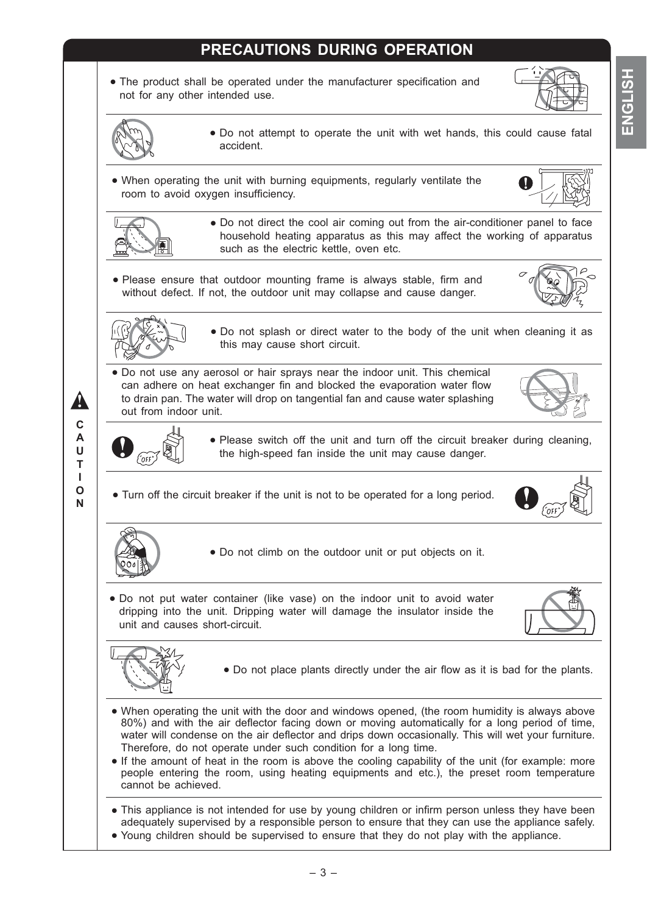# PRECAUTIONS DURING OPERATION

**CAUTION**

- The product shall be operated under the manufacturer specification and not for any other intended use.
- Do not attempt to operate the unit with wet hands, this could cause fatal accident.
- When operating the unit with burning equipments, regularly ventilate the room to avoid oxygen insufficiency.
- Do not direct the cool air coming out from the air-conditioner panel to face household heating apparatus as this may affect the working of apparatus such as the electric kettle, oven etc.
- Please ensure that outdoor mounting frame is always stable, firm and without defect. If not, the outdoor unit may collapse and cause danger.
- Do not splash or direct water to the body of the unit when cleaning it as this may cause short circuit.
- Do not use any aerosol or hair sprays near the indoor unit. This chemical can adhere on heat exchanger fin and blocked the evaporation water flow to drain pan. The water will drop on tangential fan and cause water splashing out from indoor unit.
- Please switch off the unit and turn off the circuit breaker during cleaning, the high-speed fan inside the unit may cause danger.
- Turn off the circuit breaker if the unit is not to be operated for a long period.
- Do not climb on the outdoor unit or put objects on it.
- Do not put water container (like vase) on the indoor unit to avoid water dripping into the unit. Dripping water will damage the insulator inside the unit and causes short-circuit.
- Do not place plants directly under the air flow as it is bad for the plants.
- When operating the unit with the door and windows opened, (the room humidity is always above 80%) and with the air deflector facing down or moving automatically for a long period of time, water will condense on the air deflector and drips down occasionally. This will wet your furniture. Therefore, do not operate under such condition for a long time.
- If the amount of heat in the room is above the cooling capability of the unit (for example: more people entering the room, using heating equipments and etc.), the preset room temperature cannot be achieved.
- This appliance is not intended for use by young children or infirm person unless they have been adequately supervised by a responsible person to ensure that they can use the appliance safely.
- Young children should be supervised to ensure that they do not play with the appliance.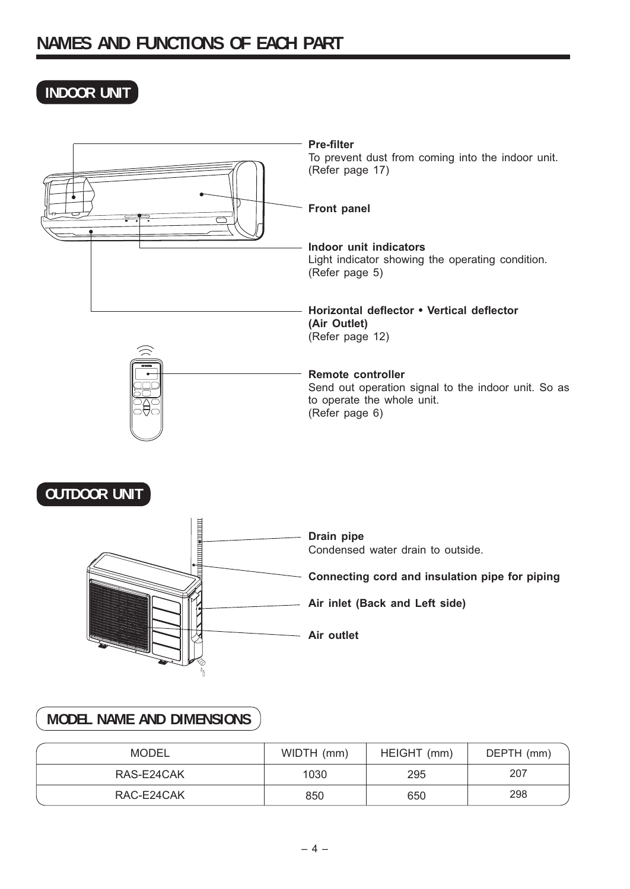# NAMES AND FUNCTIONS OF EACH PART

## INDOOR UNIT

**Pre-filter**
To prevent dust from coming into the indoor unit.
(Refer page 17)

**Front panel**

**Indoor unit indicators**
Light indicator showing the operating condition.
(Refer page 5)

**Horizontal deflector • Vertical deflector**
**(Air Outlet)**
(Refer page 12)

**Remote controller**
Send out operation signal to the indoor unit. So as to operate the whole unit.
(Refer page 6)

## OUTDOOR UNIT

**Drain pipe**
Condensed water drain to outside.

**Connecting cord and insulation pipe for piping**

**Air inlet (Back and Left side)**

**Air outlet**

## MODEL NAME AND DIMENSIONS

| MODEL | WIDTH (mm) | HEIGHT (mm) | DEPTH (mm) |
|---|---|---|---|
| RAS-E24CAK | 1030 | 295 | 207 |
| RAC-E24CAK | 850 | 650 | 298 |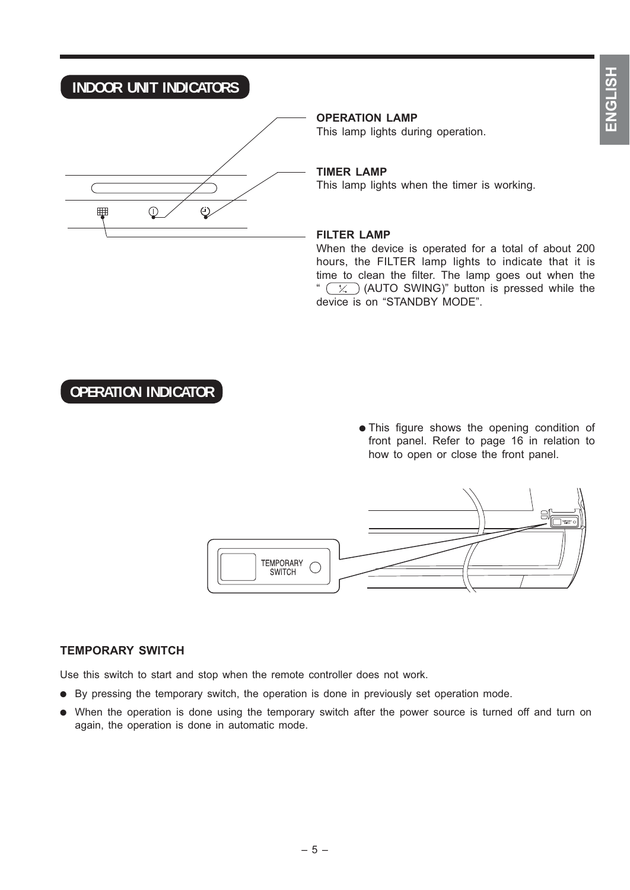## INDOOR UNIT INDICATORS

**OPERATION LAMP**
This lamp lights during operation.

**TIMER LAMP**
This lamp lights when the timer is working.

**FILTER LAMP**
When the device is operated for a total of about 200 hours, the FILTER lamp lights to indicate that it is time to clean the filter. The lamp goes out when the "  (AUTO SWING)" button is pressed while the device is on "STANDBY MODE".

## OPERATION INDICATOR

- This figure shows the opening condition of front panel. Refer to page 16 in relation to how to open or close the front panel.

TEMPORARY SWITCH

**TEMPORARY SWITCH**

Use this switch to start and stop when the remote controller does not work.

- By pressing the temporary switch, the operation is done in previously set operation mode.
- When the operation is done using the temporary switch after the power source is turned off and turn on again, the operation is done in automatic mode.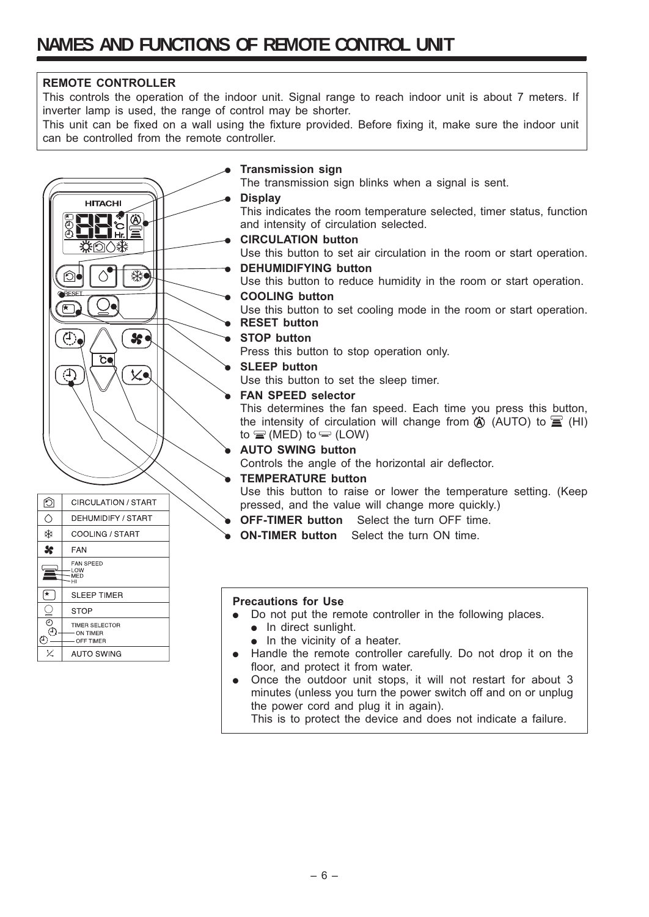# NAMES AND FUNCTIONS OF REMOTE CONTROL UNIT

**REMOTE CONTROLLER**

This controls the operation of the indoor unit. Signal range to reach indoor unit is about 7 meters. If inverter lamp is used, the range of control may be shorter.

This unit can be fixed on a wall using the fixture provided. Before fixing it, make sure the indoor unit can be controlled from the remote controller.

- **Transmission sign**
  The transmission sign blinks when a signal is sent.
- **Display**
  This indicates the room temperature selected, timer status, function and intensity of circulation selected.
- **CIRCULATION button**
  Use this button to set air circulation in the room or start operation.
- **DEHUMIDIFYING button**
  Use this button to reduce humidity in the room or start operation.
- **COOLING button**
  Use this button to set cooling mode in the room or start operation.
- **RESET button**
- **STOP button**
  Press this button to stop operation only.
- **SLEEP button**
  Use this button to set the sleep timer.
- **FAN SPEED selector**
  This determines the fan speed. Each time you press this button, the intensity of circulation will change from (AUTO) to (HI) to (MED) to (LOW)
- **AUTO SWING button**
  Controls the angle of the horizontal air deflector.
- **TEMPERATURE button**
  Use this button to raise or lower the temperature setting. (Keep pressed, and the value will change more quickly.)
- **OFF-TIMER button** Select the turn OFF time.
- **ON-TIMER button** Select the turn ON time.

| Symbol | Function |
|---|---|
| | CIRCULATION / START |
| | DEHUMIDIFY / START |
| | COOLING / START |
| | FAN |
| | FAN SPEED – LOW, MED, HI |
| | SLEEP TIMER |
| | STOP |
| | TIMER SELECTOR – ON TIMER, OFF TIMER |
| | AUTO SWING |

**Precautions for Use**

- Do not put the remote controller in the following places.
  - In direct sunlight.
  - In the vicinity of a heater.
- Handle the remote controller carefully. Do not drop it on the floor, and protect it from water.
- Once the outdoor unit stops, it will not restart for about 3 minutes (unless you turn the power switch off and on or unplug the power cord and plug it in again).
  This is to protect the device and does not indicate a failure.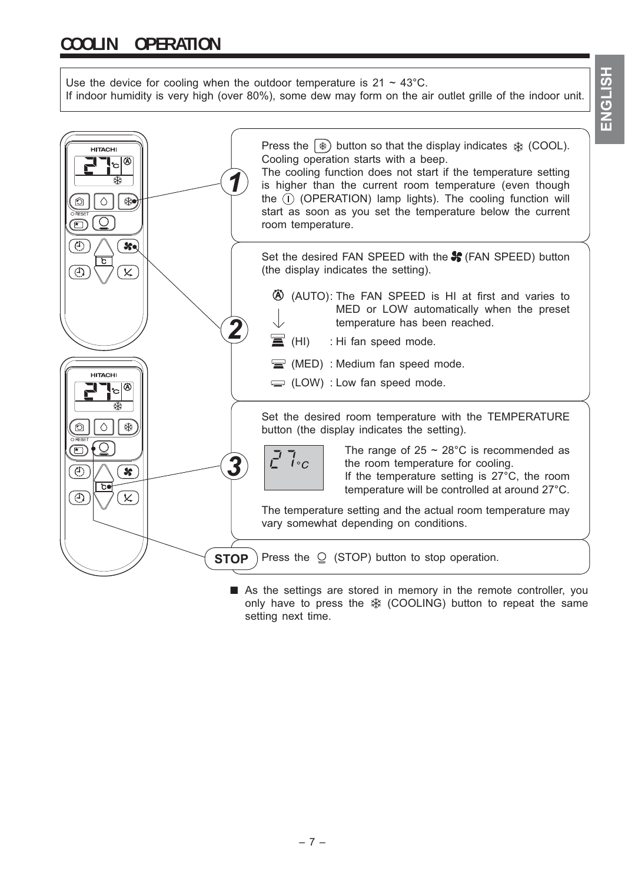# COOLIN  OPERATION

Use the device for cooling when the outdoor temperature is 21 ~ 43°C.
If indoor humidity is very high (over 80%), some dew may form on the air outlet grille of the indoor unit.

**1** Press the ❄ button so that the display indicates ❄ (COOL). Cooling operation starts with a beep.
The cooling function does not start if the temperature setting is higher than the current room temperature (even though the Ⓘ (OPERATION) lamp lights). The cooling function will start as soon as you set the temperature below the current room temperature.

**2** Set the desired FAN SPEED with the (FAN SPEED) button (the display indicates the setting).

- Ⓐ (AUTO): The FAN SPEED is HI at first and varies to MED or LOW automatically when the preset temperature has been reached.
- (HI) : Hi fan speed mode.
- (MED) : Medium fan speed mode.
- (LOW) : Low fan speed mode.

**3** Set the desired room temperature with the TEMPERATURE button (the display indicates the setting).

27°C

The range of 25 ~ 28°C is recommended as the room temperature for cooling.
If the temperature setting is 27°C, the room temperature will be controlled at around 27°C.

The temperature setting and the actual room temperature may vary somewhat depending on conditions.

**STOP** Press the (STOP) button to stop operation.

- As the settings are stored in memory in the remote controller, you only have to press the ❄ (COOLING) button to repeat the same setting next time.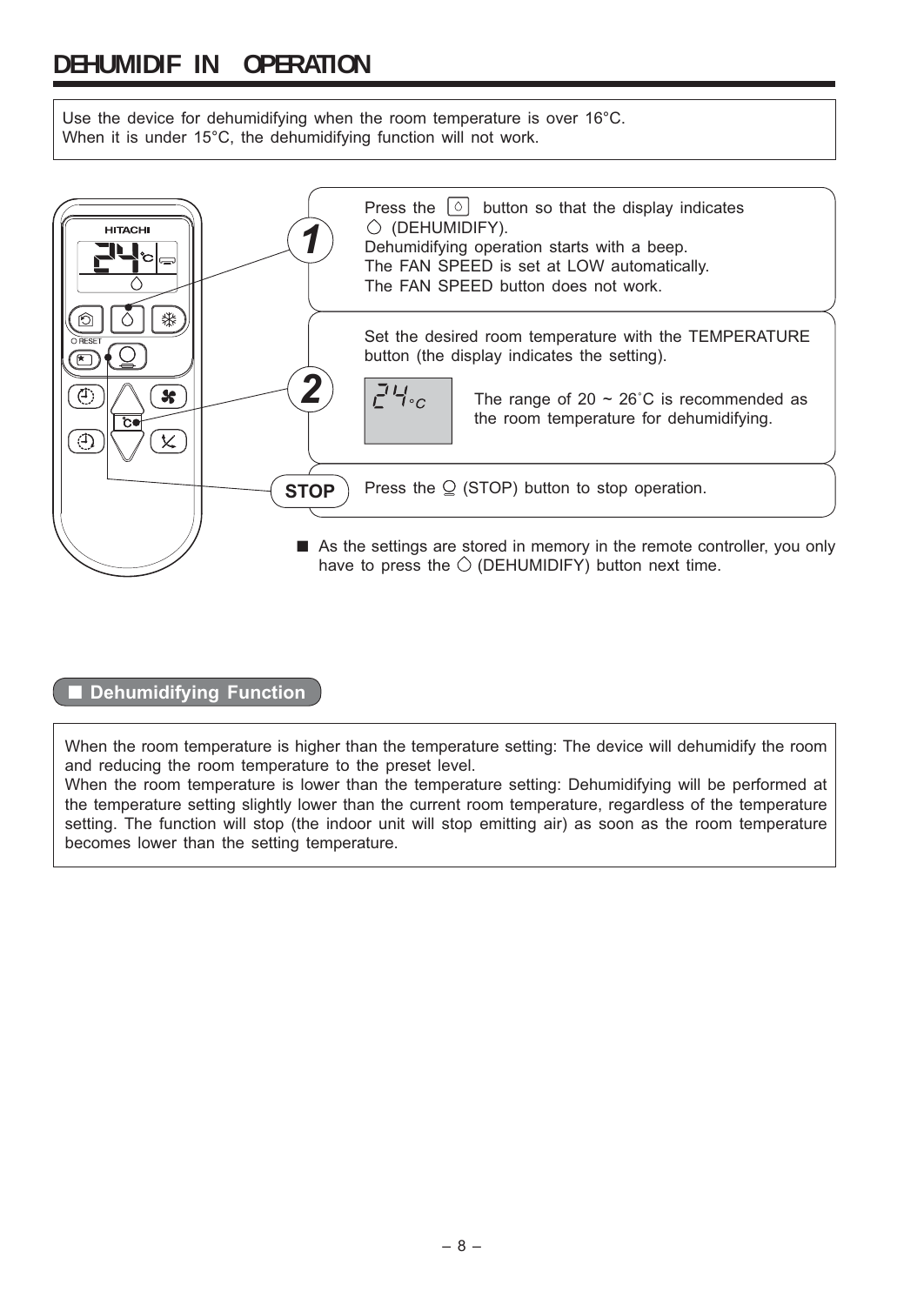# DEHUMIDIF IN OPERATION

Use the device for dehumidifying when the room temperature is over 16°C.
When it is under 15°C, the dehumidifying function will not work.

**1**

Press the button so that the display indicates (DEHUMIDIFY).
Dehumidifying operation starts with a beep.
The FAN SPEED is set at LOW automatically.
The FAN SPEED button does not work.

**2**

Set the desired room temperature with the TEMPERATURE button (the display indicates the setting).

24°C

The range of 20 ~ 26˚C is recommended as the room temperature for dehumidifying.

**STOP**

Press the (STOP) button to stop operation.

■ As the settings are stored in memory in the remote controller, you only have to press the (DEHUMIDIFY) button next time.

## ■ Dehumidifying Function

When the room temperature is higher than the temperature setting: The device will dehumidify the room and reducing the room temperature to the preset level.
When the room temperature is lower than the temperature setting: Dehumidifying will be performed at the temperature setting slightly lower than the current room temperature, regardless of the temperature setting. The function will stop (the indoor unit will stop emitting air) as soon as the room temperature becomes lower than the setting temperature.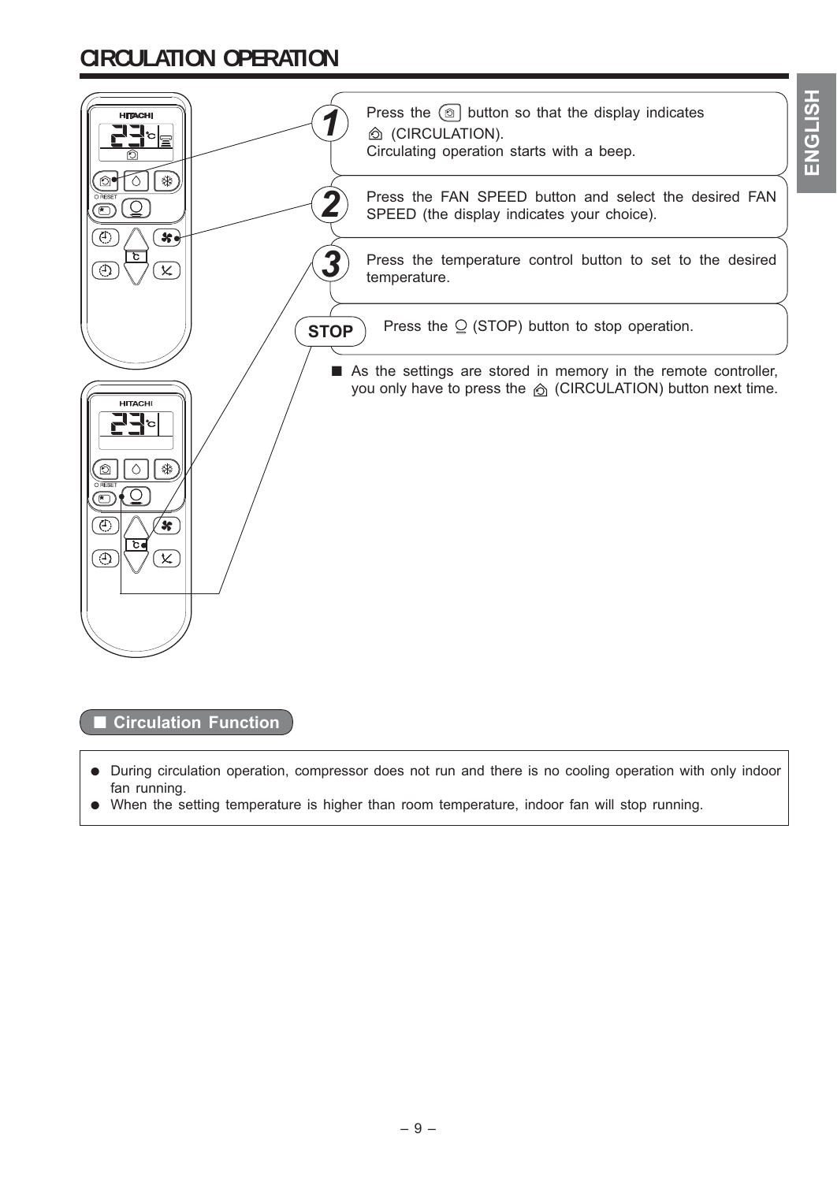# CIRCULATION OPERATION

**1** Press the button so that the display indicates (CIRCULATION).
Circulating operation starts with a beep.

**2** Press the FAN SPEED button and select the desired FAN SPEED (the display indicates your choice).

**3** Press the temperature control button to set to the desired temperature.

**STOP** Press the (STOP) button to stop operation.

■ As the settings are stored in memory in the remote controller, you only have to press the (CIRCULATION) button next time.

## ■ Circulation Function

- During circulation operation, compressor does not run and there is no cooling operation with only indoor fan running.
- When the setting temperature is higher than room temperature, indoor fan will stop running.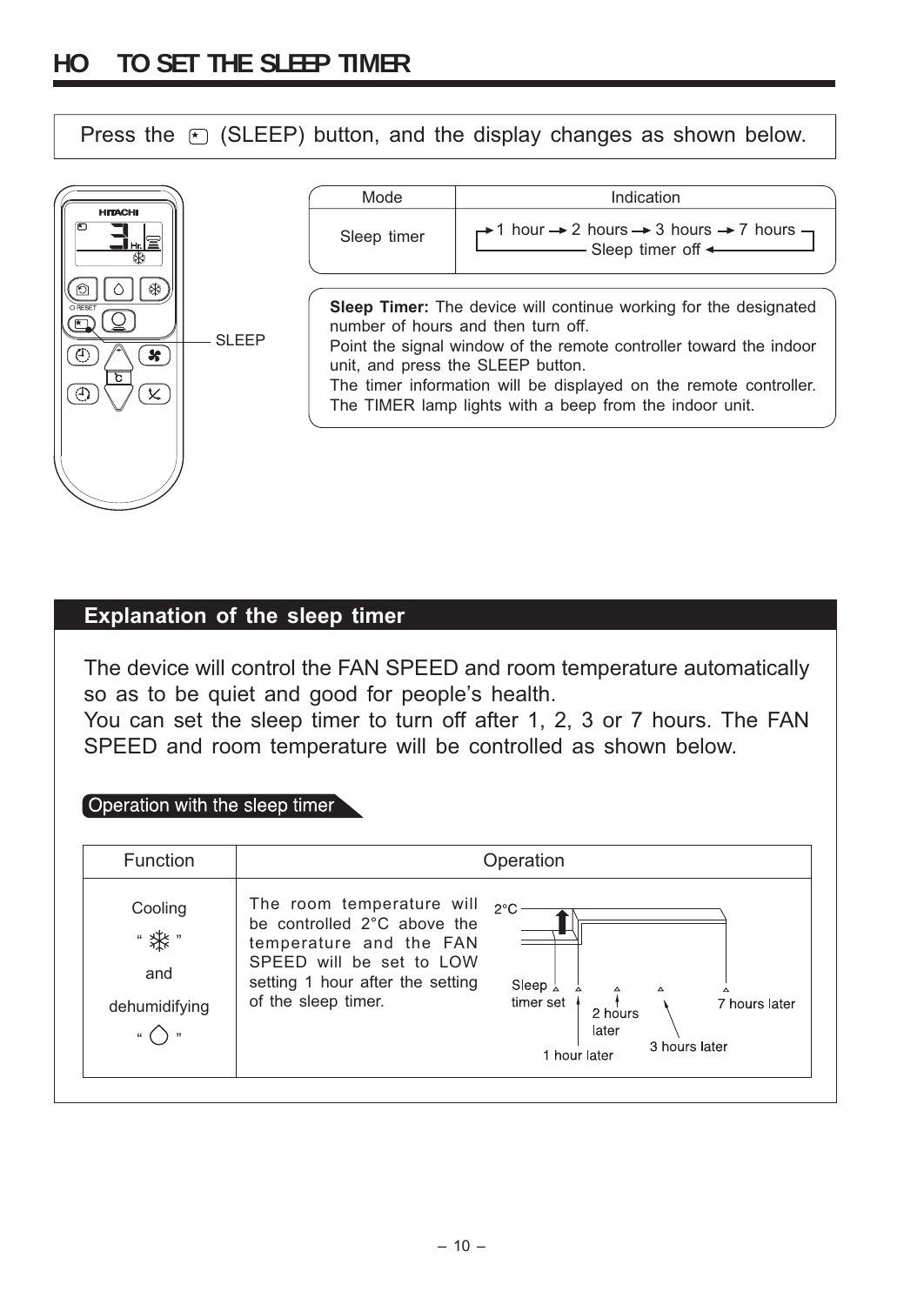# HO TO SET THE SLEEP TIMER

Press the (SLEEP) button, and the display changes as shown below.

SLEEP

| Mode | Indication |
| --- | --- |
| Sleep timer | → 1 hour → 2 hours → 3 hours → 7 hours → Sleep timer off |

**Sleep Timer:** The device will continue working for the designated number of hours and then turn off.
Point the signal window of the remote controller toward the indoor unit, and press the SLEEP button.
The timer information will be displayed on the remote controller. The TIMER lamp lights with a beep from the indoor unit.

## Explanation of the sleep timer

The device will control the FAN SPEED and room temperature automatically so as to be quiet and good for people's health.
You can set the sleep timer to turn off after 1, 2, 3 or 7 hours. The FAN SPEED and room temperature will be controlled as shown below.

### Operation with the sleep timer

| Function | Operation |
| --- | --- |
| Cooling " ❄ " and dehumidifying " ◯ " | The room temperature will be controlled 2°C above the temperature and the FAN SPEED will be set to LOW setting 1 hour after the setting of the sleep timer. (2°C; Sleep timer set; 1 hour later; 2 hours later; 3 hours later; 7 hours later) |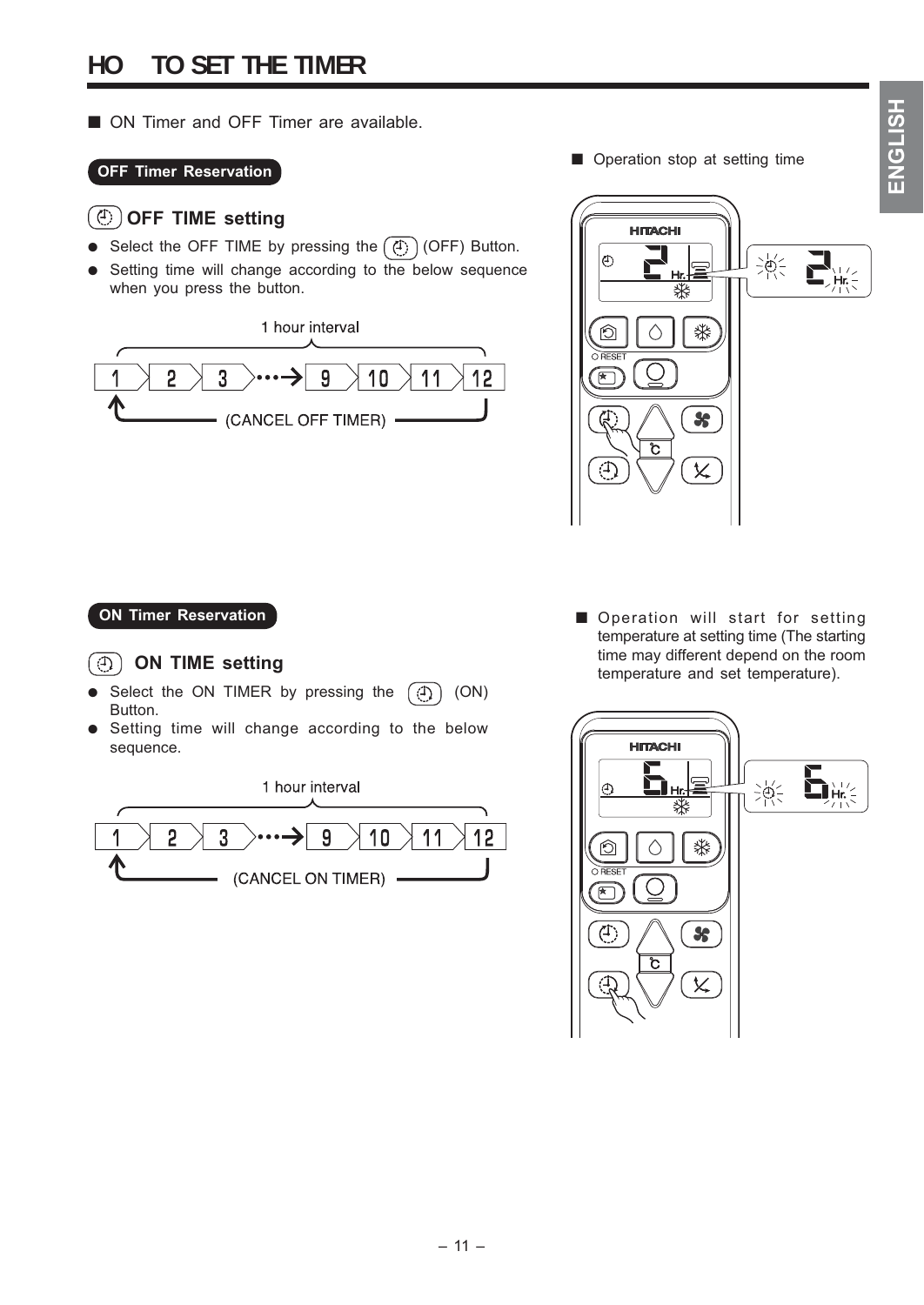# HO TO SET THE TIMER

■ ON Timer and OFF Timer are available.

## OFF Timer Reservation

### OFF TIME setting

- Select the OFF TIME by pressing the (OFF) Button.
- Setting time will change according to the below sequence when you press the button.

1 hour interval

1 → 2 → 3 ···→ 9 → 10 → 11 → 12

(CANCEL OFF TIMER)

■ Operation stop at setting time

## ON Timer Reservation

### ON TIME setting

- Select the ON TIMER by pressing the (ON) Button.
- Setting time will change according to the below sequence.

1 hour interval

1 → 2 → 3 ···→ 9 → 10 → 11 → 12

(CANCEL ON TIMER)

■ Operation will start for setting temperature at setting time (The starting time may different depend on the room temperature and set temperature).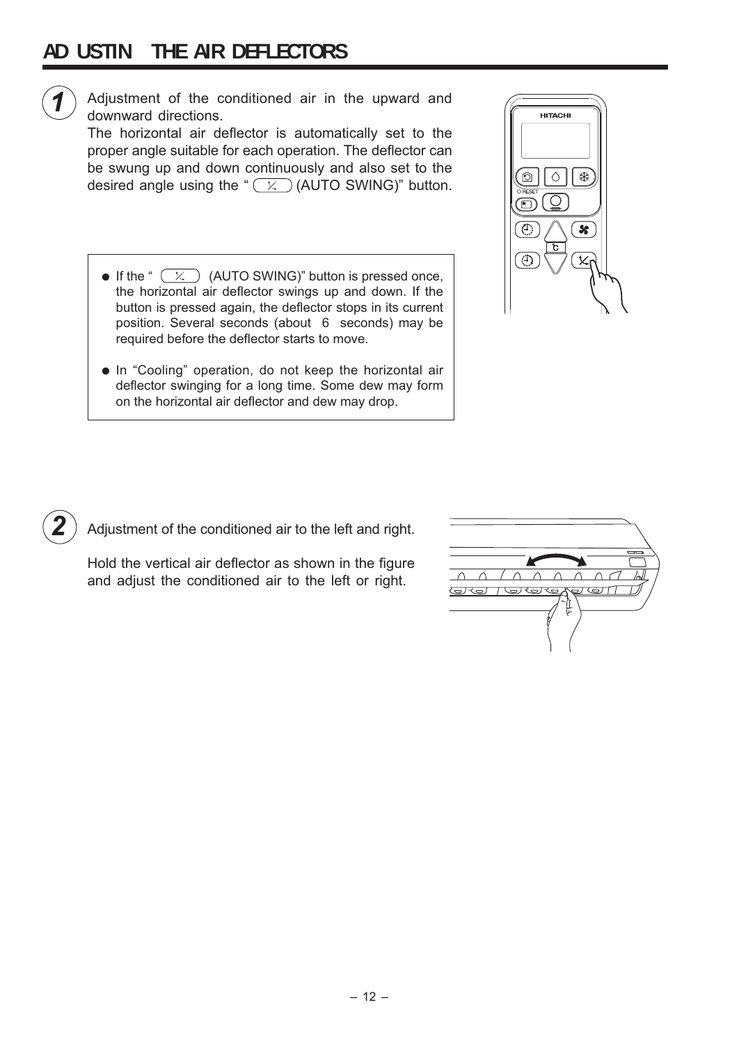# AD USTIN THE AIR DEFLECTORS

**1** Adjustment of the conditioned air in the upward and downward directions.

The horizontal air deflector is automatically set to the proper angle suitable for each operation. The deflector can be swung up and down continuously and also set to the desired angle using the " (AUTO SWING)" button.

- If the " (AUTO SWING)" button is pressed once, the horizontal air deflector swings up and down. If the button is pressed again, the deflector stops in its current position. Several seconds (about 6 seconds) may be required before the deflector starts to move.
- In "Cooling" operation, do not keep the horizontal air deflector swinging for a long time. Some dew may form on the horizontal air deflector and dew may drop.

**2** Adjustment of the conditioned air to the left and right.

Hold the vertical air deflector as shown in the figure and adjust the conditioned air to the left or right.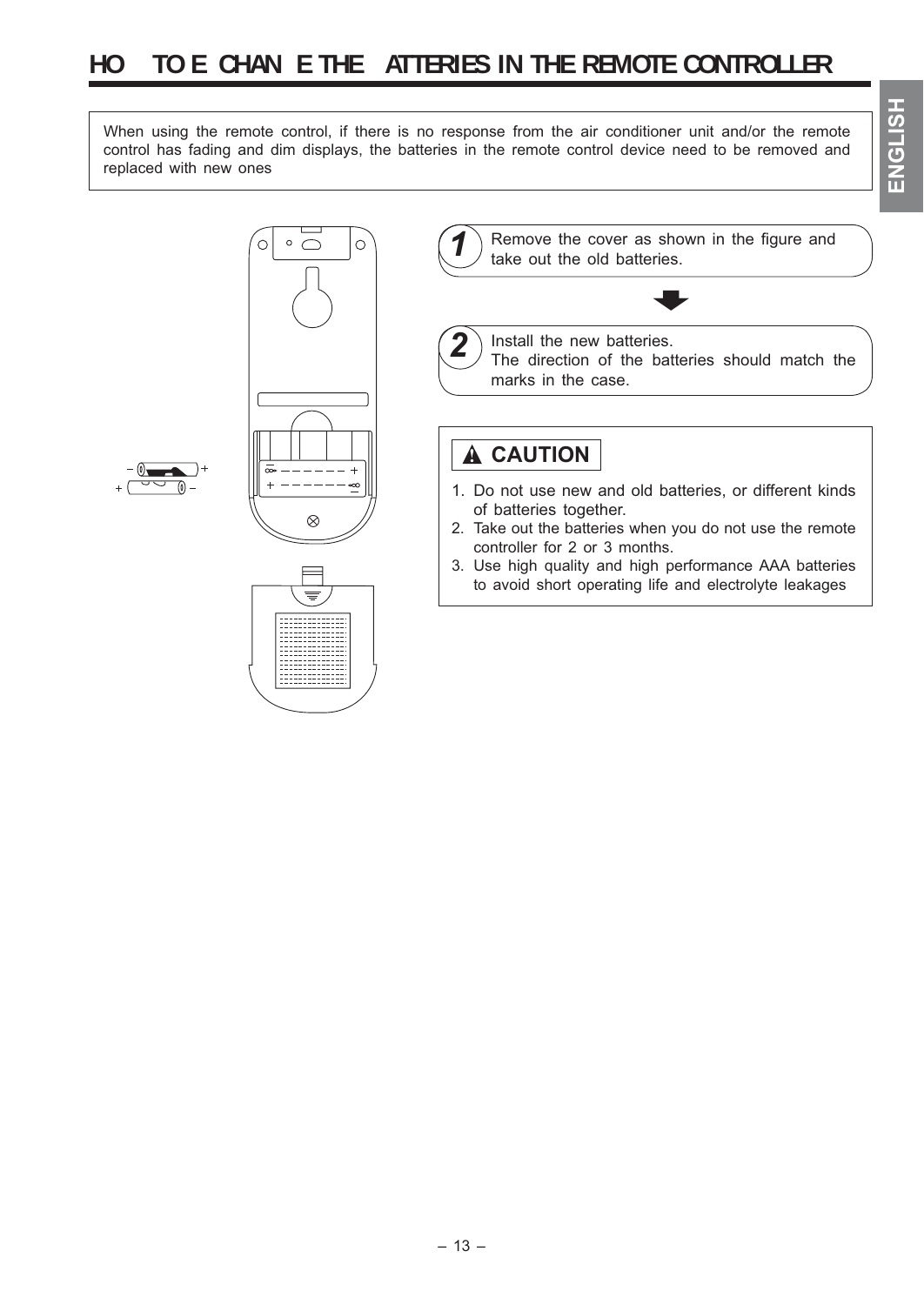# HO TO E CHAN E THE ATTERIES IN THE REMOTE CONTROLLER

When using the remote control, if there is no response from the air conditioner unit and/or the remote control has fading and dim displays, the batteries in the remote control device need to be removed and replaced with new ones

**1** Remove the cover as shown in the figure and take out the old batteries.

**2** Install the new batteries.
The direction of the batteries should match the marks in the case.

## ⚠ CAUTION

1. Do not use new and old batteries, or different kinds of batteries together.
2. Take out the batteries when you do not use the remote controller for 2 or 3 months.
3. Use high quality and high performance AAA batteries to avoid short operating life and electrolyte leakages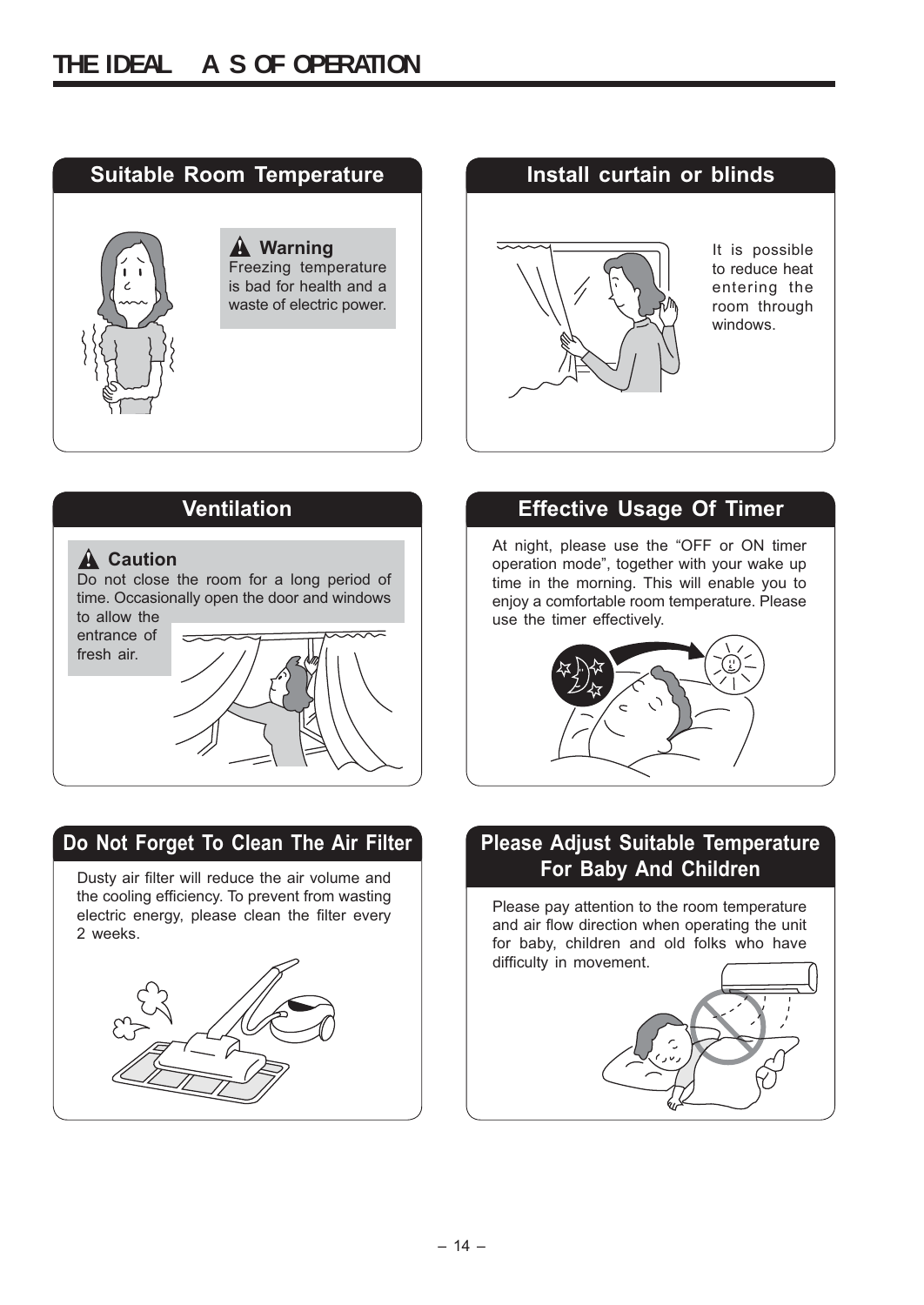# THE IDEAL A S OF OPERATION

## Suitable Room Temperature

**Warning**
Freezing temperature is bad for health and a waste of electric power.

## Install curtain or blinds

It is possible to reduce heat entering the room through windows.

## Ventilation

**Caution**
Do not close the room for a long period of time. Occasionally open the door and windows to allow the entrance of fresh air.

## Effective Usage Of Timer

At night, please use the “OFF or ON timer operation mode”, together with your wake up time in the morning. This will enable you to enjoy a comfortable room temperature. Please use the timer effectively.

## Do Not Forget To Clean The Air Filter

Dusty air filter will reduce the air volume and the cooling efficiency. To prevent from wasting electric energy, please clean the filter every 2 weeks.

## Please Adjust Suitable Temperature For Baby And Children

Please pay attention to the room temperature and air flow direction when operating the unit for baby, children and old folks who have difficulty in movement.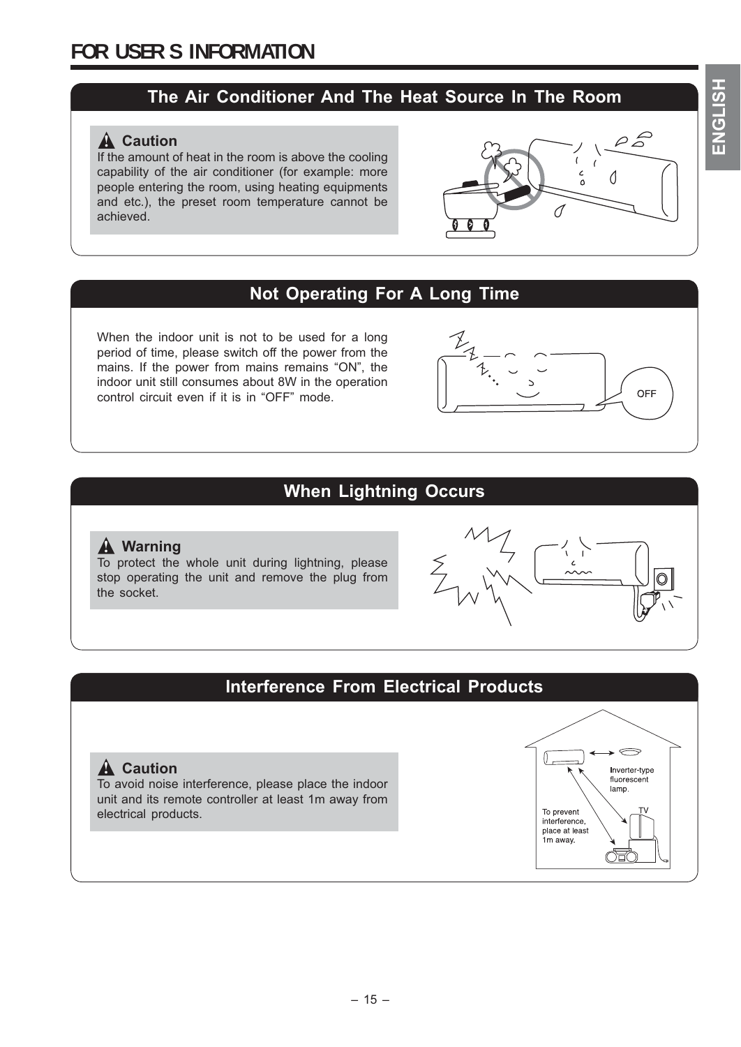# FOR USER S INFORMATION

## The Air Conditioner And The Heat Source In The Room

**Caution**

If the amount of heat in the room is above the cooling capability of the air conditioner (for example: more people entering the room, using heating equipments and etc.), the preset room temperature cannot be achieved.

## Not Operating For A Long Time

When the indoor unit is not to be used for a long period of time, please switch off the power from the mains. If the power from mains remains "ON", the indoor unit still consumes about 8W in the operation control circuit even if it is in "OFF" mode.

## When Lightning Occurs

**Warning**

To protect the whole unit during lightning, please stop operating the unit and remove the plug from the socket.

## Interference From Electrical Products

**Caution**

To avoid noise interference, please place the indoor unit and its remote controller at least 1m away from electrical products.

Inverter-type fluorescent lamp.

TV

To prevent interference, place at least 1m away.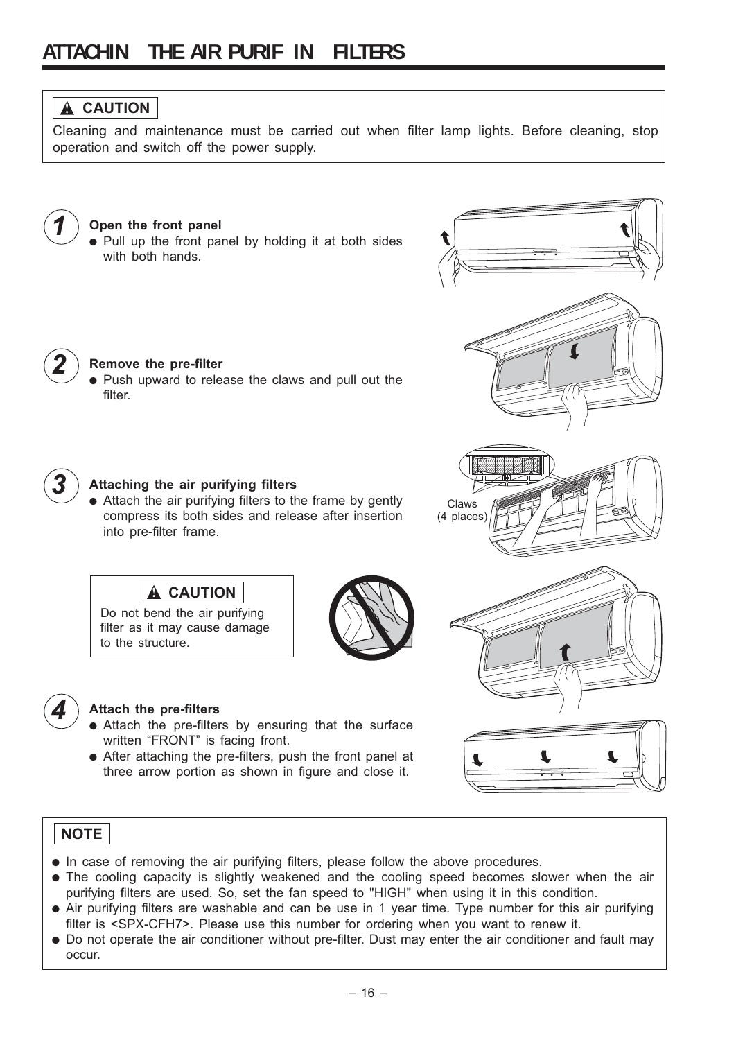# ATTACHIN THE AIR PURIF IN FILTERS

**⚠ CAUTION**

Cleaning and maintenance must be carried out when filter lamp lights. Before cleaning, stop operation and switch off the power supply.

**1** **Open the front panel**

- Pull up the front panel by holding it at both sides with both hands.

**2** **Remove the pre-filter**

- Push upward to release the claws and pull out the filter.

**3** **Attaching the air purifying filters**

- Attach the air purifying filters to the frame by gently compress its both sides and release after insertion into pre-filter frame.

Claws (4 places)

**⚠ CAUTION**

Do not bend the air purifying filter as it may cause damage to the structure.

**4** **Attach the pre-filters**

- Attach the pre-filters by ensuring that the surface written “FRONT” is facing front.
- After attaching the pre-filters, push the front panel at three arrow portion as shown in figure and close it.

**NOTE**

- In case of removing the air purifying filters, please follow the above procedures.
- The cooling capacity is slightly weakened and the cooling speed becomes slower when the air purifying filters are used. So, set the fan speed to "HIGH" when using it in this condition.
- Air purifying filters are washable and can be use in 1 year time. Type number for this air purifying filter is <SPX-CFH7>. Please use this number for ordering when you want to renew it.
- Do not operate the air conditioner without pre-filter. Dust may enter the air conditioner and fault may occur.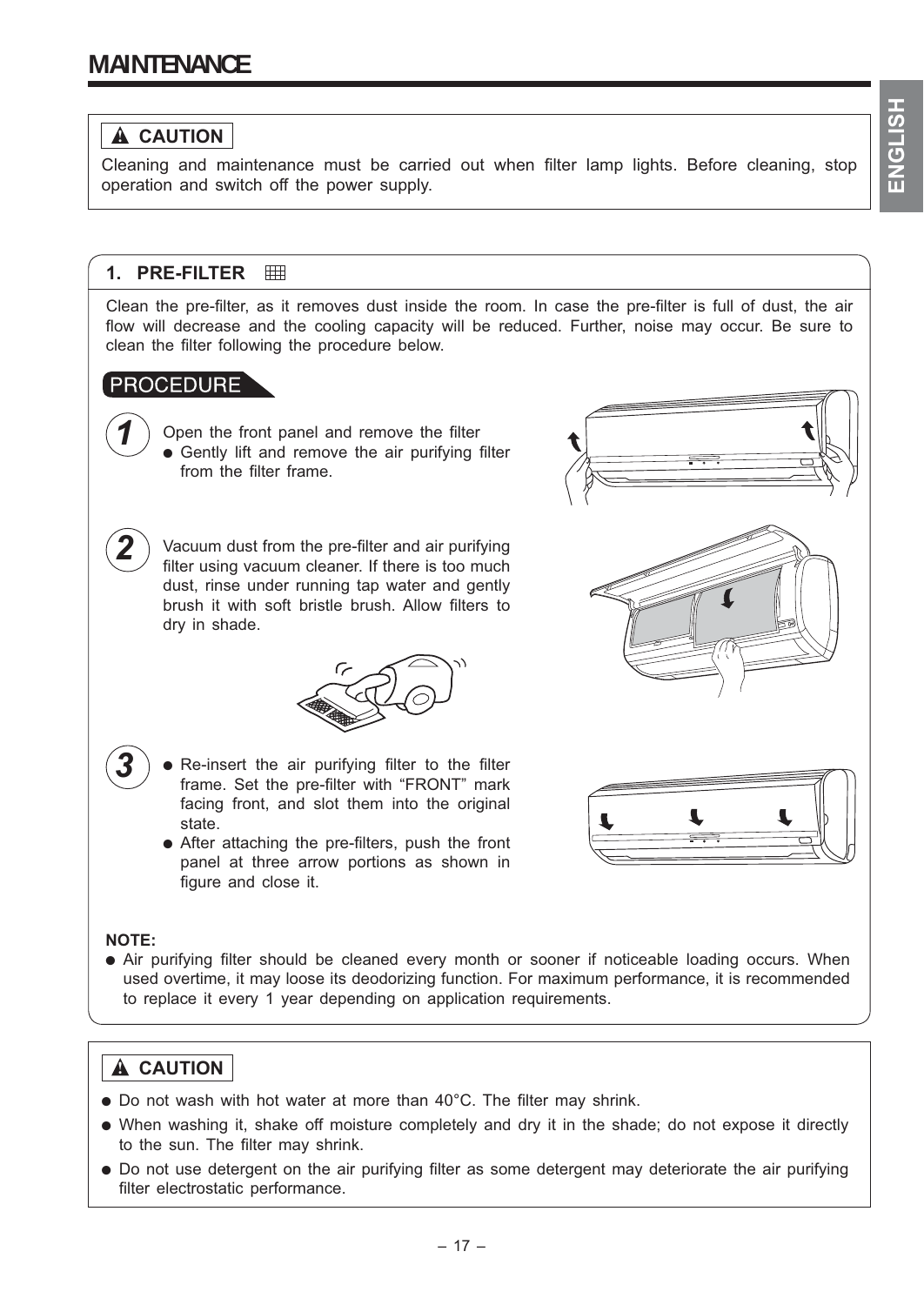# MAINTENANCE

> ⚠ **CAUTION**
>
> Cleaning and maintenance must be carried out when filter lamp lights. Before cleaning, stop operation and switch off the power supply.

## 1. PRE-FILTER

Clean the pre-filter, as it removes dust inside the room. In case the pre-filter is full of dust, the air flow will decrease and the cooling capacity will be reduced. Further, noise may occur. Be sure to clean the filter following the procedure below.

### PROCEDURE

**1** Open the front panel and remove the filter

- Gently lift and remove the air purifying filter from the filter frame.

**2** Vacuum dust from the pre-filter and air purifying filter using vacuum cleaner. If there is too much dust, rinse under running tap water and gently brush it with soft bristle brush. Allow filters to dry in shade.

**3**

- Re-insert the air purifying filter to the filter frame. Set the pre-filter with "FRONT" mark facing front, and slot them into the original state.
- After attaching the pre-filters, push the front panel at three arrow portions as shown in figure and close it.

**NOTE:**

- Air purifying filter should be cleaned every month or sooner if noticeable loading occurs. When used overtime, it may loose its deodorizing function. For maximum performance, it is recommended to replace it every 1 year depending on application requirements.

> ⚠ **CAUTION**
>
> - Do not wash with hot water at more than 40°C. The filter may shrink.
> - When washing it, shake off moisture completely and dry it in the shade; do not expose it directly to the sun. The filter may shrink.
> - Do not use detergent on the air purifying filter as some detergent may deteriorate the air purifying filter electrostatic performance.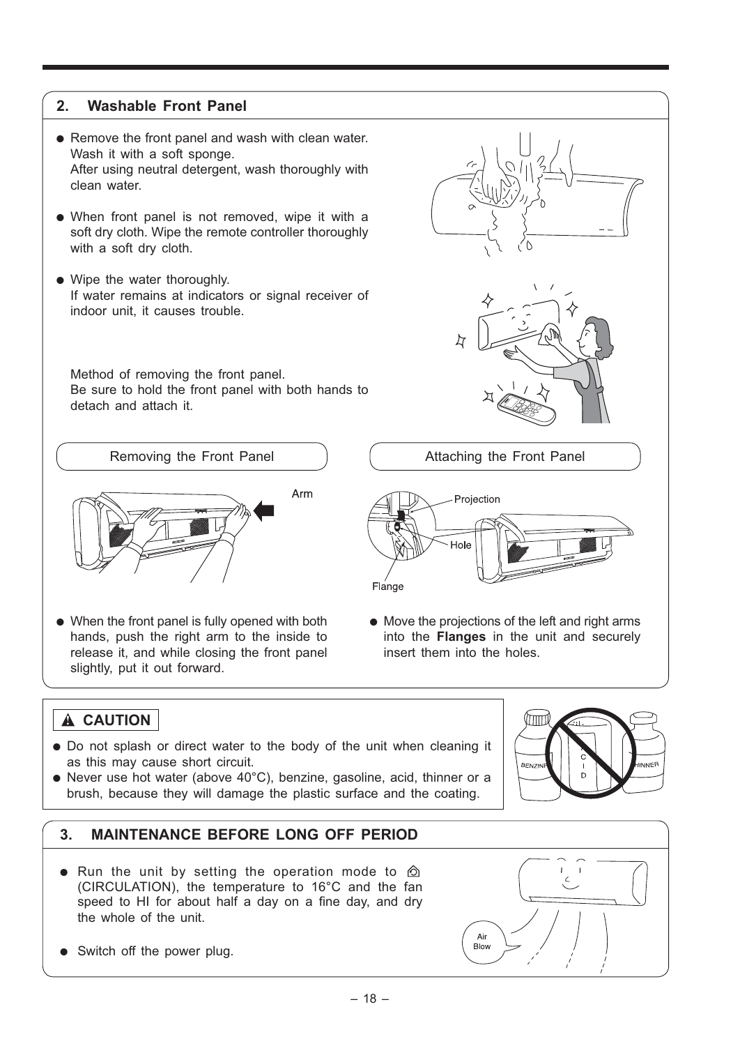## 2. Washable Front Panel

- Remove the front panel and wash with clean water. Wash it with a soft sponge.
  After using neutral detergent, wash thoroughly with clean water.
- When front panel is not removed, wipe it with a soft dry cloth. Wipe the remote controller thoroughly with a soft dry cloth.
- Wipe the water thoroughly.
  If water remains at indicators or signal receiver of indoor unit, it causes trouble.

Method of removing the front panel.
Be sure to hold the front panel with both hands to detach and attach it.

### Removing the Front Panel

Arm

- When the front panel is fully opened with both hands, push the right arm to the inside to release it, and while closing the front panel slightly, put it out forward.

### Attaching the Front Panel

Projection

Hole

Flange

- Move the projections of the left and right arms into the **Flanges** in the unit and securely insert them into the holes.

### ⚠ CAUTION

- Do not splash or direct water to the body of the unit when cleaning it as this may cause short circuit.
- Never use hot water (above 40°C), benzine, gasoline, acid, thinner or a brush, because they will damage the plastic surface and the coating.

## 3. MAINTENANCE BEFORE LONG OFF PERIOD

- Run the unit by setting the operation mode to (CIRCULATION), the temperature to 16°C and the fan speed to HI for about half a day on a fine day, and dry the whole of the unit.
- Switch off the power plug.

Air Blow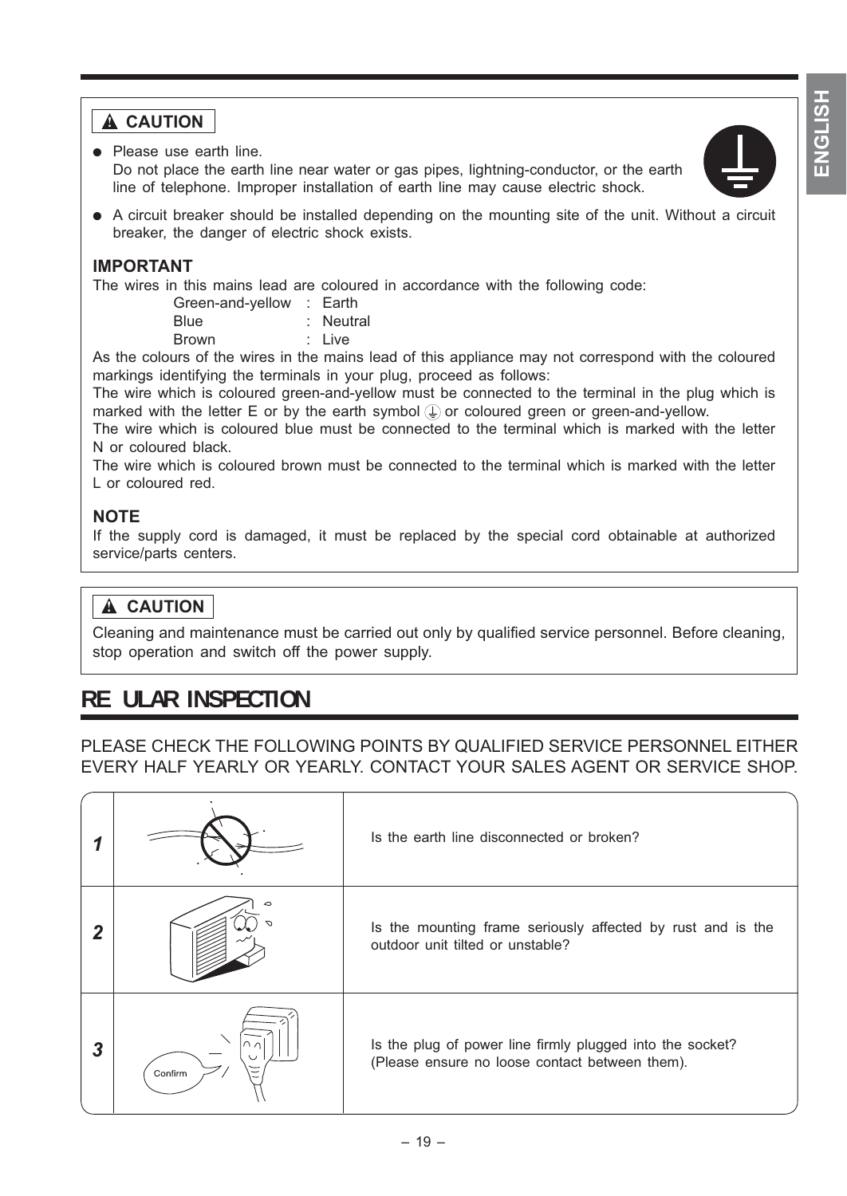**⚠ CAUTION**

- Please use earth line.
  Do not place the earth line near water or gas pipes, lightning-conductor, or the earth line of telephone. Improper installation of earth line may cause electric shock.
- A circuit breaker should be installed depending on the mounting site of the unit. Without a circuit breaker, the danger of electric shock exists.

**IMPORTANT**

The wires in this mains lead are coloured in accordance with the following code:

| | |
|---|---|
| Green-and-yellow | : Earth |
| Blue | : Neutral |
| Brown | : Live |

As the colours of the wires in the mains lead of this appliance may not correspond with the coloured markings identifying the terminals in your plug, proceed as follows:
The wire which is coloured green-and-yellow must be connected to the terminal in the plug which is marked with the letter E or by the earth symbol ⏚ or coloured green or green-and-yellow.
The wire which is coloured blue must be connected to the terminal which is marked with the letter N or coloured black.
The wire which is coloured brown must be connected to the terminal which is marked with the letter L or coloured red.

**NOTE**

If the supply cord is damaged, it must be replaced by the special cord obtainable at authorized service/parts centers.

**⚠ CAUTION**

Cleaning and maintenance must be carried out only by qualified service personnel. Before cleaning, stop operation and switch off the power supply.

# RE ULAR INSPECTION

PLEASE CHECK THE FOLLOWING POINTS BY QUALIFIED SERVICE PERSONNEL EITHER EVERY HALF YEARLY OR YEARLY. CONTACT YOUR SALES AGENT OR SERVICE SHOP.

| | | |
|---|---|---|
| **1** | | Is the earth line disconnected or broken? |
| **2** | | Is the mounting frame seriously affected by rust and is the outdoor unit tilted or unstable? |
| **3** | Confirm | Is the plug of power line firmly plugged into the socket? (Please ensure no loose contact between them). |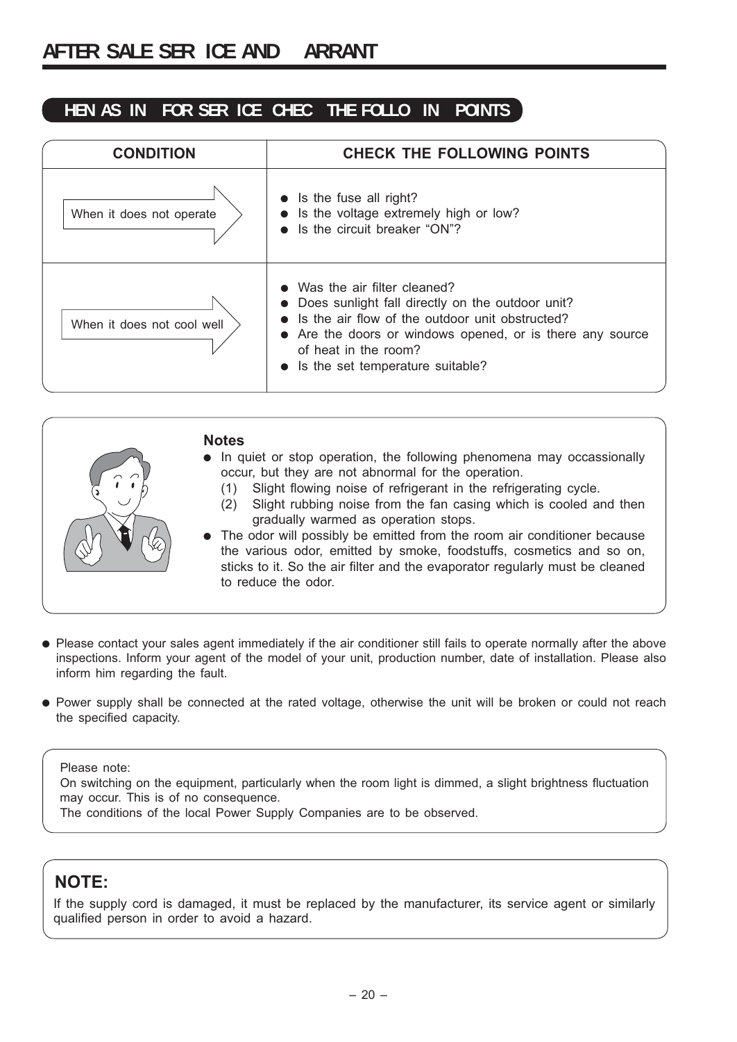# AFTER SALE SER ICE AND ARRANT

## HEN AS IN FOR SER ICE CHEC THE FOLLO IN POINTS

| CONDITION | CHECK THE FOLLOWING POINTS |
|---|---|
| When it does not operate | ● Is the fuse all right?<br>● Is the voltage extremely high or low?<br>● Is the circuit breaker "ON"? |
| When it does not cool well | ● Was the air filter cleaned?<br>● Does sunlight fall directly on the outdoor unit?<br>● Is the air flow of the outdoor unit obstructed?<br>● Are the doors or windows opened, or is there any source of heat in the room?<br>● Is the set temperature suitable? |

**Notes**

- In quiet or stop operation, the following phenomena may occassionally occur, but they are not abnormal for the operation.
  - (1) Slight flowing noise of refrigerant in the refrigerating cycle.
  - (2) Slight rubbing noise from the fan casing which is cooled and then gradually warmed as operation stops.
- The odor will possibly be emitted from the room air conditioner because the various odor, emitted by smoke, foodstuffs, cosmetics and so on, sticks to it. So the air filter and the evaporator regularly must be cleaned to reduce the odor.

- Please contact your sales agent immediately if the air conditioner still fails to operate normally after the above inspections. Inform your agent of the model of your unit, production number, date of installation. Please also inform him regarding the fault.
- Power supply shall be connected at the rated voltage, otherwise the unit will be broken or could not reach the specified capacity.

Please note:
On switching on the equipment, particularly when the room light is dimmed, a slight brightness fluctuation may occur. This is of no consequence.
The conditions of the local Power Supply Companies are to be observed.

**NOTE:**

If the supply cord is damaged, it must be replaced by the manufacturer, its service agent or similarly qualified person in order to avoid a hazard.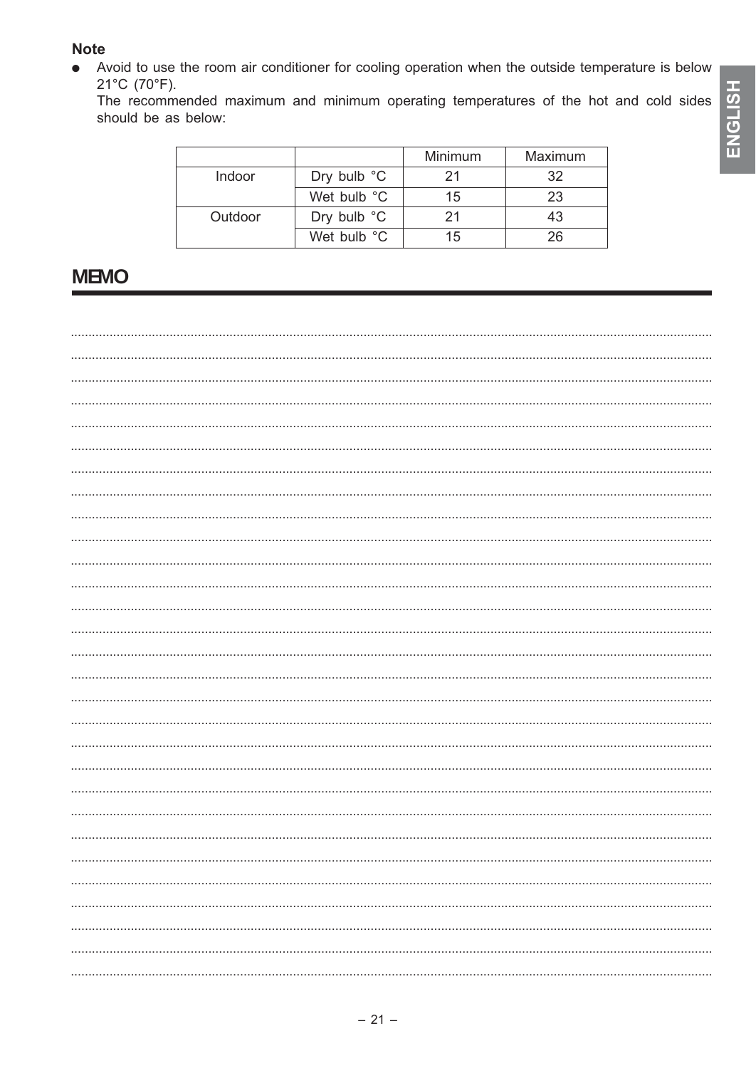**Note**

- Avoid to use the room air conditioner for cooling operation when the outside temperature is below 21°C (70°F).
  The recommended maximum and minimum operating temperatures of the hot and cold sides should be as below:

| | | Minimum | Maximum |
|---|---|---|---|
| Indoor | Dry bulb °C | 21 | 32 |
| | Wet bulb °C | 15 | 23 |
| Outdoor | Dry bulb °C | 21 | 43 |
| | Wet bulb °C | 15 | 26 |

## MEMO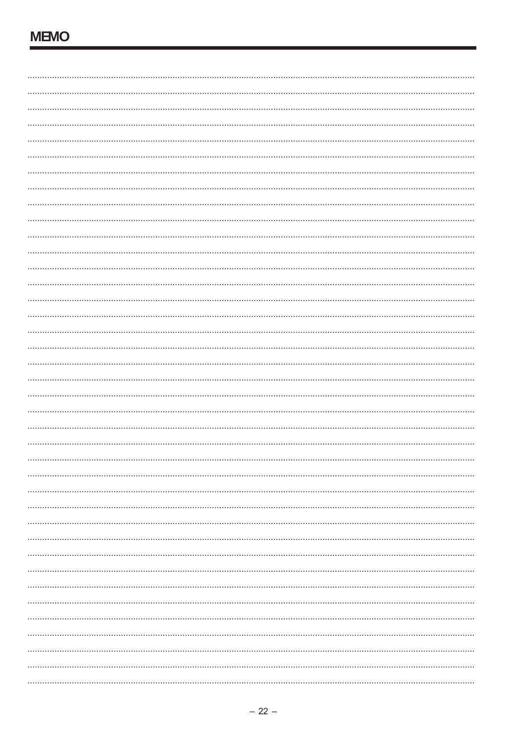# MEMO